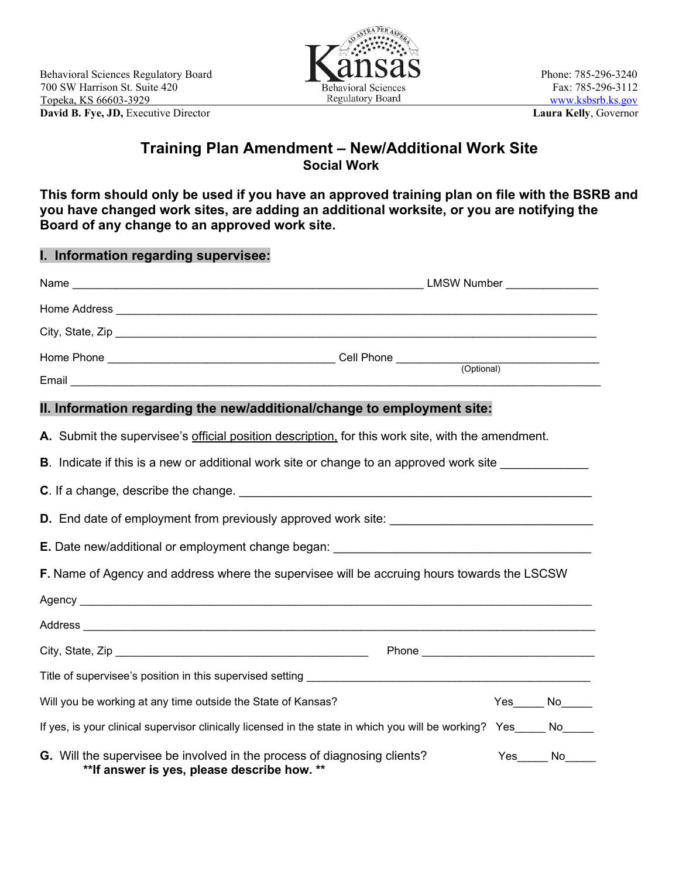Behavioral Sciences Regulatory Board
700 SW Harrison St. Suite 420
Topeka, KS 66603-3929
**David B. Fye, JD,** Executive Director

Kansas Behavioral Sciences Regulatory Board

Phone: 785-296-3240
Fax: 785-296-3112
www.ksbsrb.ks.gov
**Laura Kelly**, Governor

# Training Plan Amendment – New/Additional Work Site

## Social Work

**This form should only be used if you have an approved training plan on file with the BSRB and you have changed work sites, are adding an additional worksite, or you are notifying the Board of any change to an approved work site.**

## I. Information regarding supervisee:

Name ________________________________________________________ LMSW Number ______________

Home Address ___________________________________________________________________________

City, State, Zip __________________________________________________________________________

Home Phone ____________________________________ Cell Phone ________________________________ (Optional)

Email _________________________________________________________________________________

## II. Information regarding the new/additional/change to employment site:

**A.** Submit the supervisee's official position description, for this work site, with the amendment.

**B**. Indicate if this is a new or additional work site or change to an approved work site ____________

**C**. If a change, describe the change. ______________________________________________________

**D.** End date of employment from previously approved work site: ____________________________

**E.** Date new/additional or employment change began: _____________________________________

**F.** Name of Agency and address where the supervisee will be accruing hours towards the LSCSW

Agency ________________________________________________________________________________

Address _______________________________________________________________________________

City, State, Zip ________________________________________ Phone __________________________

Title of supervisee's position in this supervised setting _____________________________________________

Will you be working at any time outside the State of Kansas? Yes_____ No_____

If yes, is your clinical supervisor clinically licensed in the state in which you will be working? Yes_____ No_____

**G.** Will the supervisee be involved in the process of diagnosing clients? Yes_____ No_____
**\*\*If answer is yes, please describe how. \*\***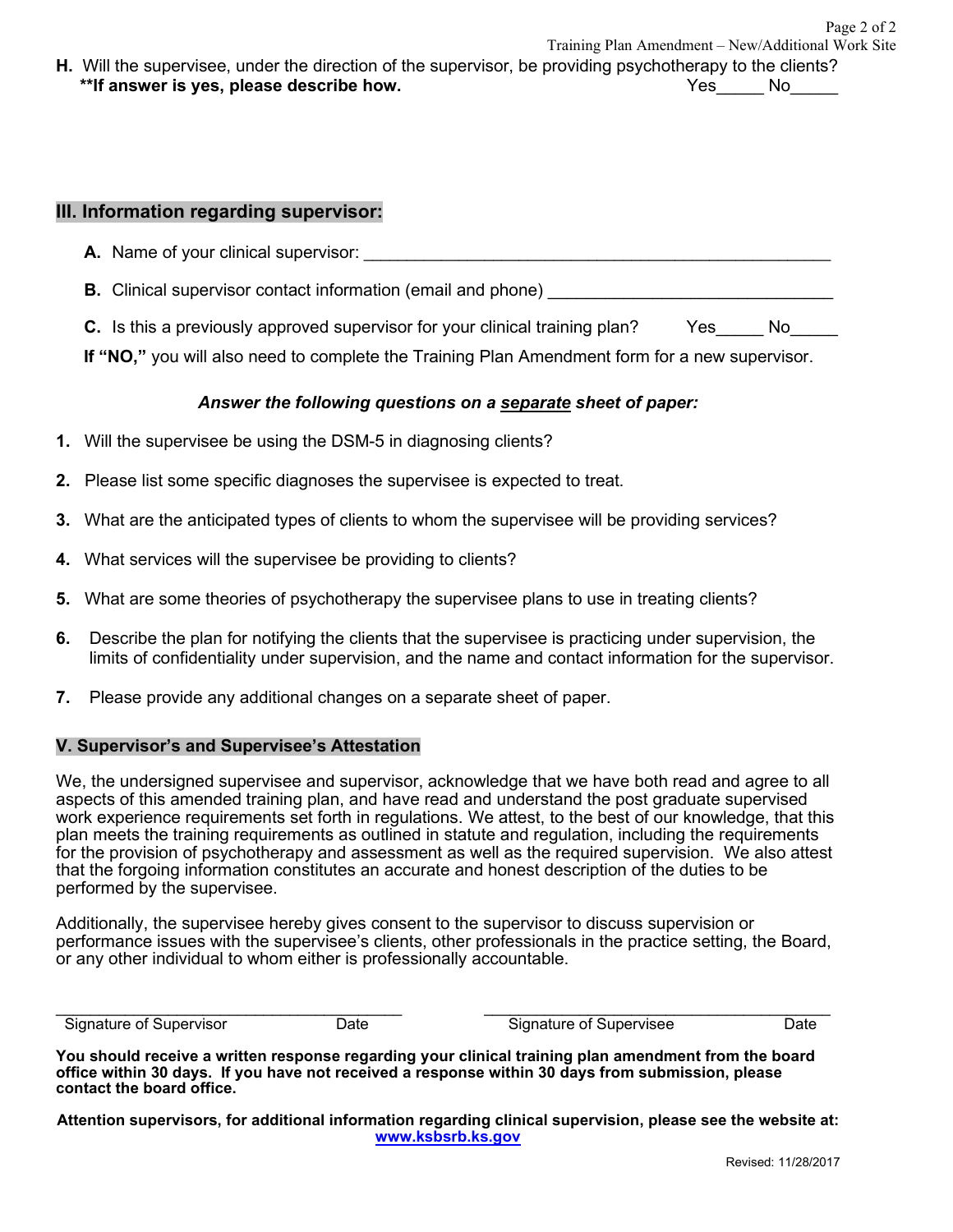**H.** Will the supervisee, under the direction of the supervisor, be providing psychotherapy to the clients?
**\*\*If answer is yes, please describe how.** Yes_____ No_____

## III. Information regarding supervisor:

**A.** Name of your clinical supervisor: ____________________________________________________

**B.** Clinical supervisor contact information (email and phone) ______________________________

**C.** Is this a previously approved supervisor for your clinical training plan? Yes_____ No_____

**If "NO,"** you will also need to complete the Training Plan Amendment form for a new supervisor.

***Answer the following questions on a separate sheet of paper:***

1. Will the supervisee be using the DSM-5 in diagnosing clients?
2. Please list some specific diagnoses the supervisee is expected to treat.
3. What are the anticipated types of clients to whom the supervisee will be providing services?
4. What services will the supervisee be providing to clients?
5. What are some theories of psychotherapy the supervisee plans to use in treating clients?
6. Describe the plan for notifying the clients that the supervisee is practicing under supervision, the limits of confidentiality under supervision, and the name and contact information for the supervisor.
7. Please provide any additional changes on a separate sheet of paper.

## V. Supervisor's and Supervisee's Attestation

We, the undersigned supervisee and supervisor, acknowledge that we have both read and agree to all aspects of this amended training plan, and have read and understand the post graduate supervised work experience requirements set forth in regulations. We attest, to the best of our knowledge, that this plan meets the training requirements as outlined in statute and regulation, including the requirements for the provision of psychotherapy and assessment as well as the required supervision. We also attest that the forgoing information constitutes an accurate and honest description of the duties to be performed by the supervisee.

Additionally, the supervisee hereby gives consent to the supervisor to discuss supervision or performance issues with the supervisee's clients, other professionals in the practice setting, the Board, or any other individual to whom either is professionally accountable.

_______________________________________ _______________________________________
Signature of Supervisor Date Signature of Supervisee Date

**You should receive a written response regarding your clinical training plan amendment from the board office within 30 days. If you have not received a response within 30 days from submission, please contact the board office.**

**Attention supervisors, for additional information regarding clinical supervision, please see the website at: www.ksbsrb.ks.gov**

Revised: 11/28/2017